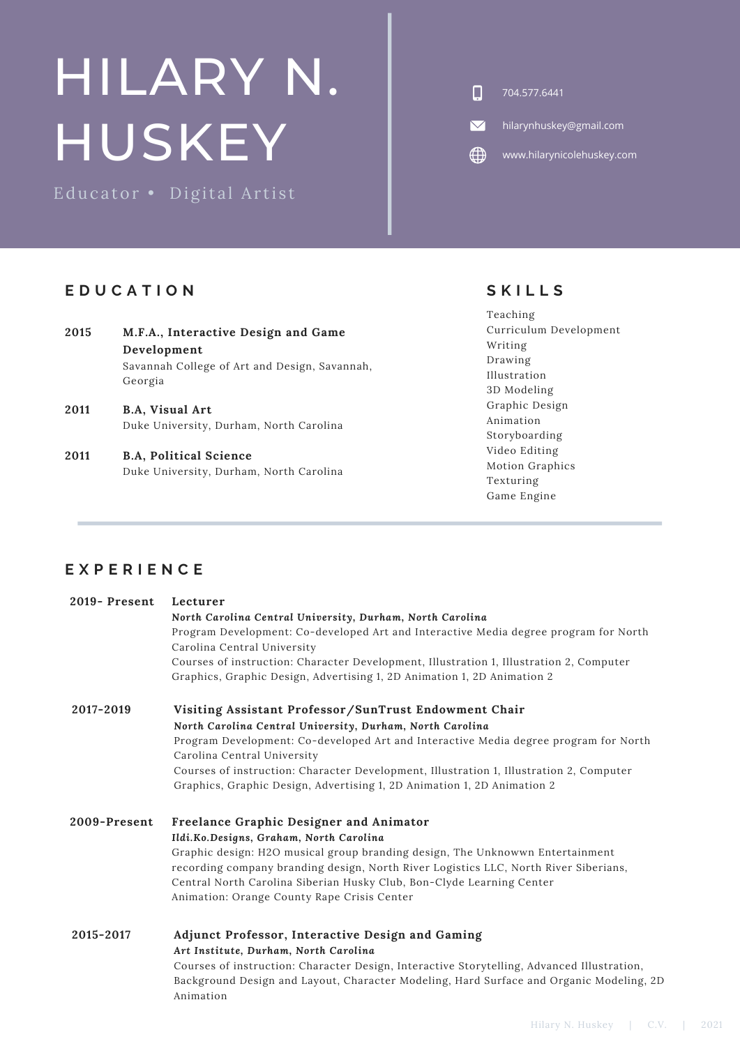# HILARY N. HUSKEY

Educator • Digital Artist

704.577.6441

hilarynhuskey@gmail.com

www.hilarynicolehuskey.com

## EDUCATION

**2015** — **M.F.A., Interactive Design and Game Development**
Savannah College of Art and Design, Savannah, Georgia

**2011** — **B.A, Visual Art**
Duke University, Durham, North Carolina

**2011** — **B.A, Political Science**
Duke University, Durham, North Carolina

## SKILLS

- Teaching
- Curriculum Development
- Writing
- Drawing
- Illustration
- 3D Modeling
- Graphic Design
- Animation
- Storyboarding
- Video Editing
- Motion Graphics
- Texturing
- Game Engine

## EXPERIENCE

**2019- Present** — **Lecturer**
***North Carolina Central University, Durham, North Carolina***
Program Development: Co-developed Art and Interactive Media degree program for North Carolina Central University
Courses of instruction: Character Development, Illustration 1, Illustration 2, Computer Graphics, Graphic Design, Advertising 1, 2D Animation 1, 2D Animation 2

**2017-2019** — **Visiting Assistant Professor/SunTrust Endowment Chair**
***North Carolina Central University, Durham, North Carolina***
Program Development: Co-developed Art and Interactive Media degree program for North Carolina Central University
Courses of instruction: Character Development, Illustration 1, Illustration 2, Computer Graphics, Graphic Design, Advertising 1, 2D Animation 1, 2D Animation 2

**2009-Present** — **Freelance Graphic Designer and Animator**
***Ildi.Ko.Designs, Graham, North Carolina***
Graphic design: H2O musical group branding design, The Unknowwn Entertainment recording company branding design, North River Logistics LLC, North River Siberians, Central North Carolina Siberian Husky Club, Bon-Clyde Learning Center
Animation: Orange County Rape Crisis Center

**2015-2017** — **Adjunct Professor, Interactive Design and Gaming**
***Art Institute, Durham, North Carolina***
Courses of instruction: Character Design, Interactive Storytelling, Advanced Illustration, Background Design and Layout, Character Modeling, Hard Surface and Organic Modeling, 2D Animation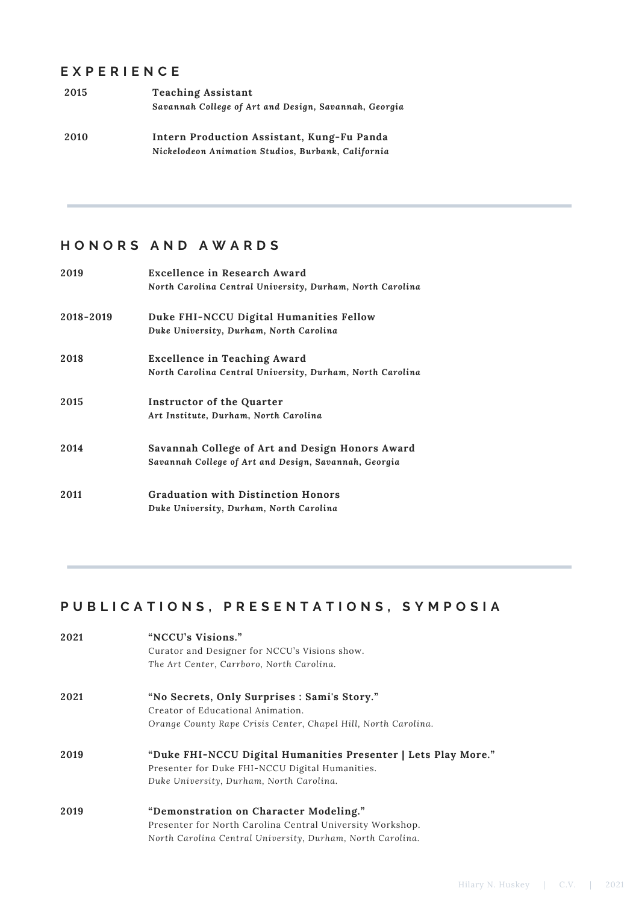## EXPERIENCE

**2015** **Teaching Assistant**
*Savannah College of Art and Design, Savannah, Georgia*

**2010** **Intern Production Assistant, Kung-Fu Panda**
*Nickelodeon Animation Studios, Burbank, California*

## HONORS AND AWARDS

**2019** **Excellence in Research Award**
*North Carolina Central University, Durham, North Carolina*

**2018-2019** **Duke FHI-NCCU Digital Humanities Fellow**
*Duke University, Durham, North Carolina*

**2018** **Excellence in Teaching Award**
*North Carolina Central University, Durham, North Carolina*

**2015** **Instructor of the Quarter**
*Art Institute, Durham, North Carolina*

**2014** **Savannah College of Art and Design Honors Award**
*Savannah College of Art and Design, Savannah, Georgia*

**2011** **Graduation with Distinction Honors**
*Duke University, Durham, North Carolina*

## PUBLICATIONS, PRESENTATIONS, SYMPOSIA

**2021** **"NCCU's Visions."**
Curator and Designer for NCCU's Visions show.
*The Art Center, Carrboro, North Carolina.*

**2021** **"No Secrets, Only Surprises : Sami's Story."**
Creator of Educational Animation.
*Orange County Rape Crisis Center, Chapel Hill, North Carolina.*

**2019** **"Duke FHI-NCCU Digital Humanities Presenter | Lets Play More."**
Presenter for Duke FHI-NCCU Digital Humanities.
*Duke University, Durham, North Carolina.*

**2019** **"Demonstration on Character Modeling."**
Presenter for North Carolina Central University Workshop.
*North Carolina Central University, Durham, North Carolina.*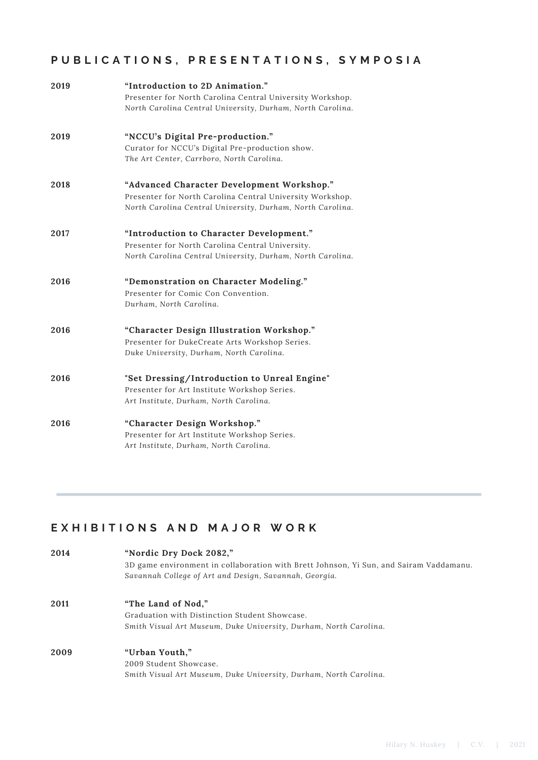## PUBLICATIONS, PRESENTATIONS, SYMPOSIA

**2019** **“Introduction to 2D Animation.”**
Presenter for North Carolina Central University Workshop.
*North Carolina Central University, Durham, North Carolina.*

**2019** **“NCCU’s Digital Pre-production.”**
Curator for NCCU’s Digital Pre-production show.
*The Art Center, Carrboro, North Carolina.*

**2018** **“Advanced Character Development Workshop.”**
Presenter for North Carolina Central University Workshop.
*North Carolina Central University, Durham, North Carolina.*

**2017** **“Introduction to Character Development.”**
Presenter for North Carolina Central University.
*North Carolina Central University, Durham, North Carolina.*

**2016** **“Demonstration on Character Modeling.”**
Presenter for Comic Con Convention.
*Durham, North Carolina.*

**2016** **“Character Design Illustration Workshop.”**
Presenter for DukeCreate Arts Workshop Series.
*Duke University, Durham, North Carolina.*

**2016** **"Set Dressing/Introduction to Unreal Engine"**
Presenter for Art Institute Workshop Series.
*Art Institute, Durham, North Carolina.*

**2016** **“Character Design Workshop.”**
Presenter for Art Institute Workshop Series.
*Art Institute, Durham, North Carolina.*

---

## EXHIBITIONS AND MAJOR WORK

**2014** **“Nordic Dry Dock 2082,”**
3D game environment in collaboration with Brett Johnson, Yi Sun, and Sairam Vaddamanu.
*Savannah College of Art and Design, Savannah, Georgia.*

**2011** **“The Land of Nod,”**
Graduation with Distinction Student Showcase.
*Smith Visual Art Museum, Duke University, Durham, North Carolina.*

**2009** **“Urban Youth,”**
2009 Student Showcase.
*Smith Visual Art Museum, Duke University, Durham, North Carolina.*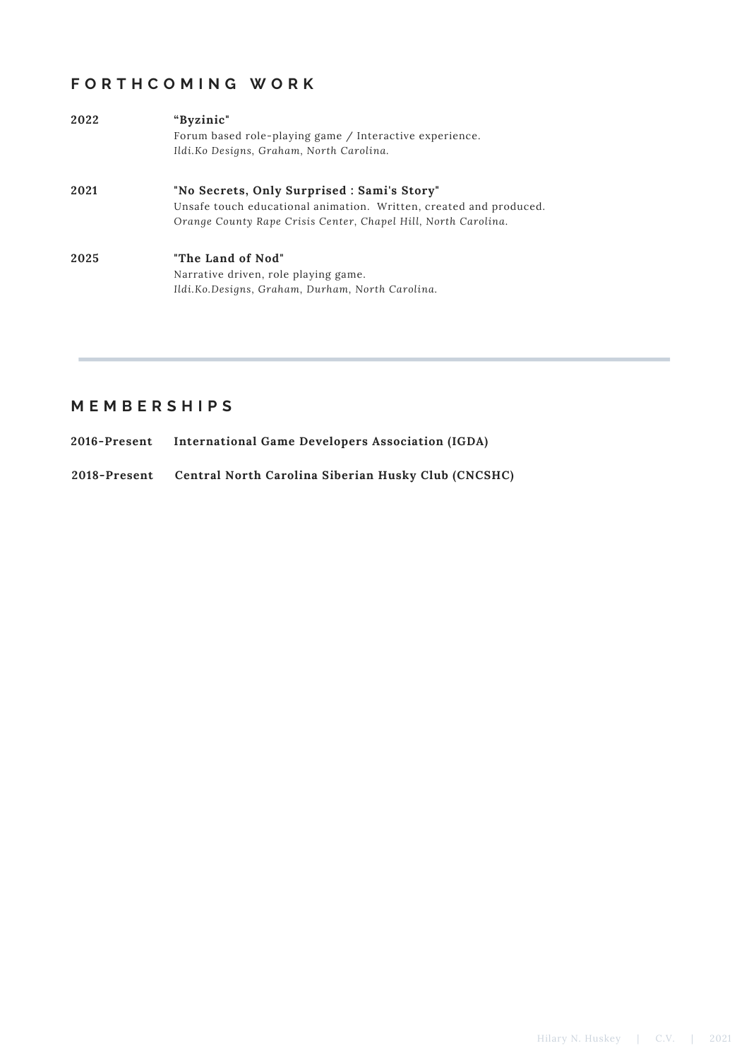## FORTHCOMING WORK

**2022** **“Byzinic"**
Forum based role-playing game / Interactive experience.
*Ildi.Ko Designs, Graham, North Carolina.*

**2021** **"No Secrets, Only Surprised : Sami's Story"**
Unsafe touch educational animation. Written, created and produced.
*Orange County Rape Crisis Center, Chapel Hill, North Carolina.*

**2025** **"The Land of Nod"**
Narrative driven, role playing game.
*Ildi.Ko.Designs, Graham, Durham, North Carolina.*

---

## MEMBERSHIPS

**2016-Present** **International Game Developers Association (IGDA)**

**2018-Present** **Central North Carolina Siberian Husky Club (CNCSHC)**